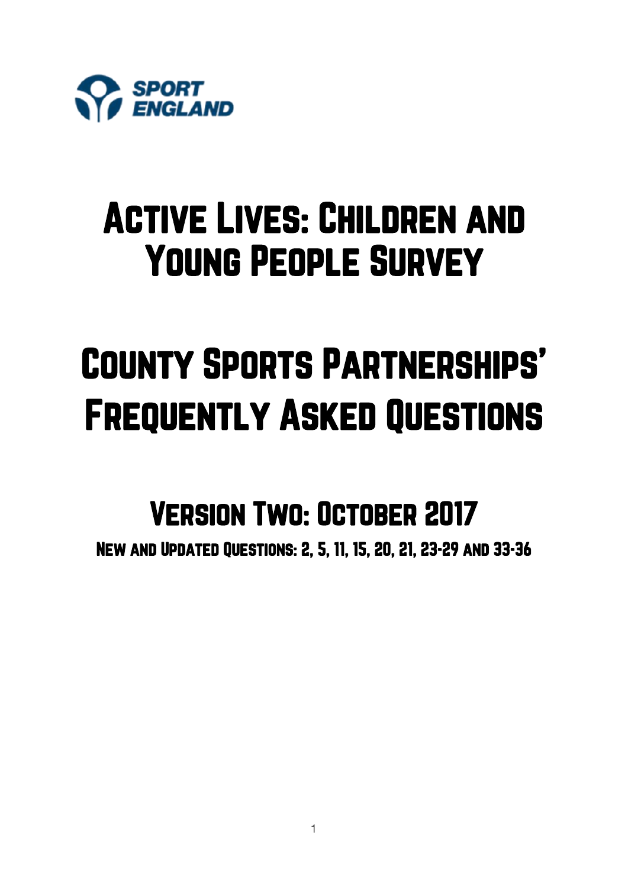SPORT ENGLAND

# Active Lives: Children and Young People Survey

# County Sports Partnerships' Frequently Asked Questions

## Version Two: October 2017

### New and Updated Questions: 2, 5, 11, 15, 20, 21, 23-29 and 33-36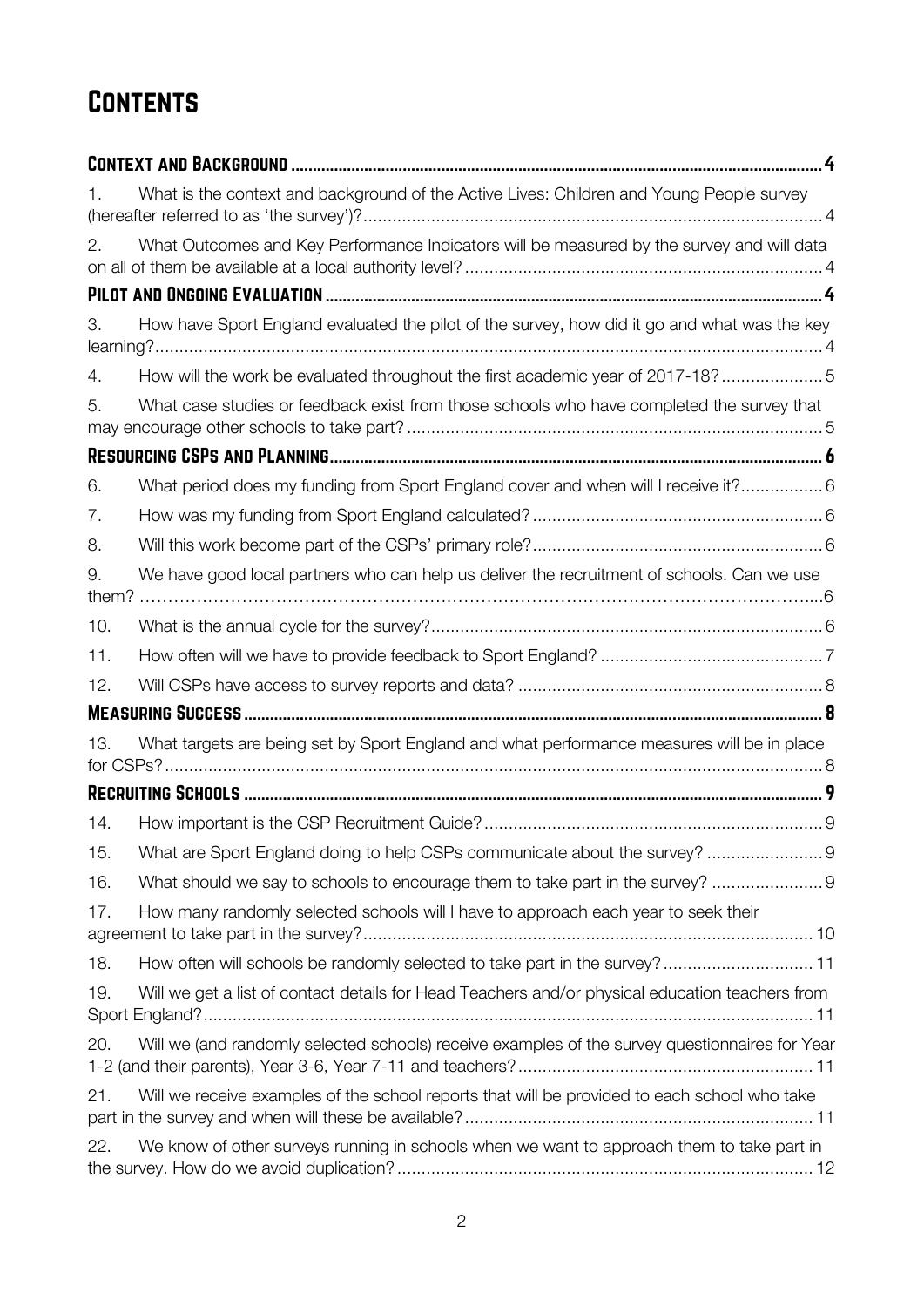# Contents

| | | |
|---|---|---|
| **Context and Background** | | **4** |
| 1. | What is the context and background of the Active Lives: Children and Young People survey (hereafter referred to as 'the survey')? | 4 |
| 2. | What Outcomes and Key Performance Indicators will be measured by the survey and will data on all of them be available at a local authority level? | 4 |
| **Pilot and Ongoing Evaluation** | | **4** |
| 3. | How have Sport England evaluated the pilot of the survey, how did it go and what was the key learning? | 4 |
| 4. | How will the work be evaluated throughout the first academic year of 2017-18? | 5 |
| 5. | What case studies or feedback exist from those schools who have completed the survey that may encourage other schools to take part? | 5 |
| **Resourcing CSPs and Planning** | | **6** |
| 6. | What period does my funding from Sport England cover and when will I receive it? | 6 |
| 7. | How was my funding from Sport England calculated? | 6 |
| 8. | Will this work become part of the CSPs' primary role? | 6 |
| 9. | We have good local partners who can help us deliver the recruitment of schools. Can we use them? | 6 |
| 10. | What is the annual cycle for the survey? | 6 |
| 11. | How often will we have to provide feedback to Sport England? | 7 |
| 12. | Will CSPs have access to survey reports and data? | 8 |
| **Measuring Success** | | **8** |
| 13. | What targets are being set by Sport England and what performance measures will be in place for CSPs? | 8 |
| **Recruiting Schools** | | **9** |
| 14. | How important is the CSP Recruitment Guide? | 9 |
| 15. | What are Sport England doing to help CSPs communicate about the survey? | 9 |
| 16. | What should we say to schools to encourage them to take part in the survey? | 9 |
| 17. | How many randomly selected schools will I have to approach each year to seek their agreement to take part in the survey? | 10 |
| 18. | How often will schools be randomly selected to take part in the survey? | 11 |
| 19. | Will we get a list of contact details for Head Teachers and/or physical education teachers from Sport England? | 11 |
| 20. | Will we (and randomly selected schools) receive examples of the survey questionnaires for Year 1-2 (and their parents), Year 3-6, Year 7-11 and teachers? | 11 |
| 21. | Will we receive examples of the school reports that will be provided to each school who take part in the survey and when will these be available? | 11 |
| 22. | We know of other surveys running in schools when we want to approach them to take part in the survey. How do we avoid duplication? | 12 |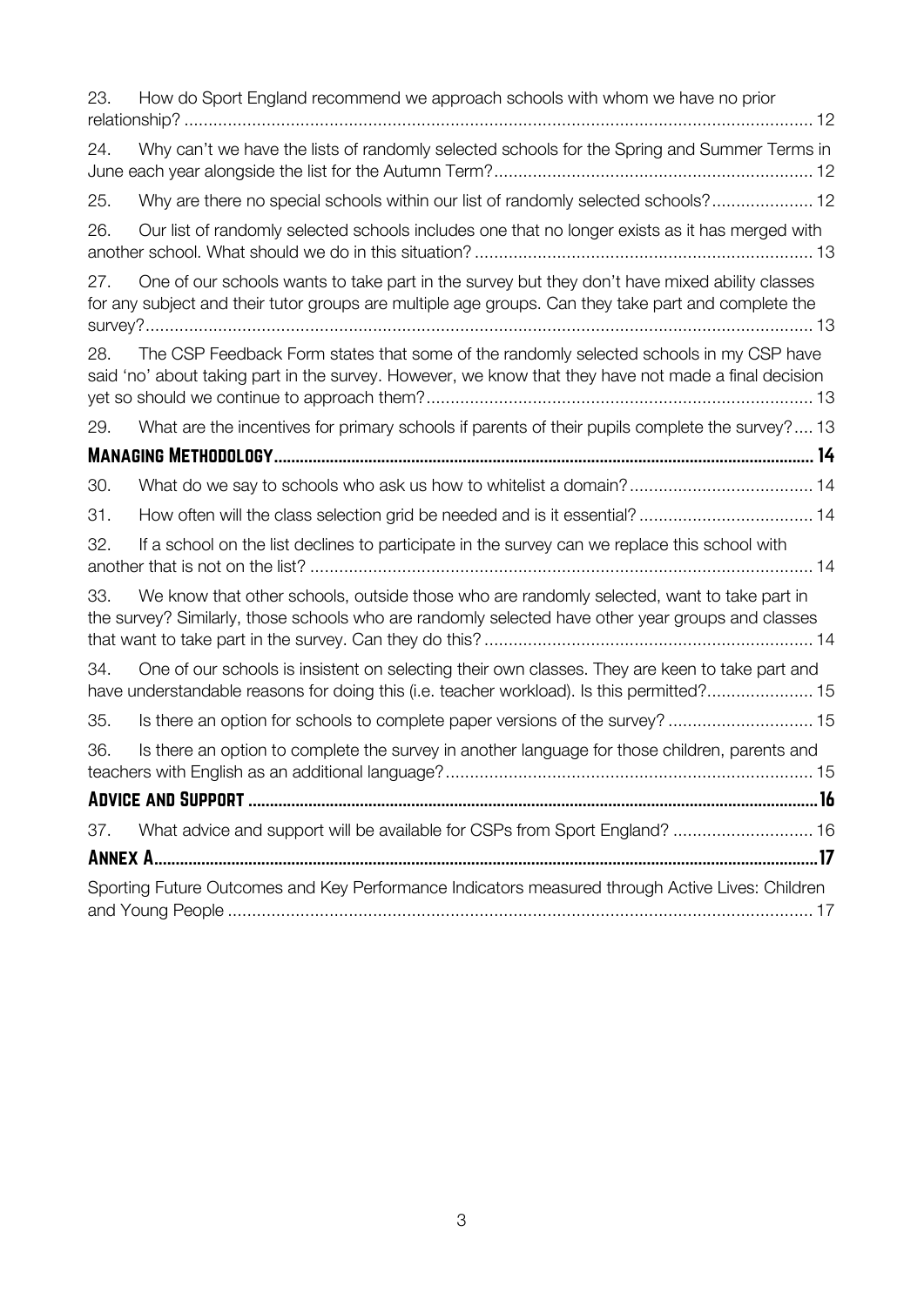23. How do Sport England recommend we approach schools with whom we have no prior relationship? ... 12

24. Why can't we have the lists of randomly selected schools for the Spring and Summer Terms in June each year alongside the list for the Autumn Term? ... 12

25. Why are there no special schools within our list of randomly selected schools? ... 12

26. Our list of randomly selected schools includes one that no longer exists as it has merged with another school. What should we do in this situation? ... 13

27. One of our schools wants to take part in the survey but they don't have mixed ability classes for any subject and their tutor groups are multiple age groups. Can they take part and complete the survey? ... 13

28. The CSP Feedback Form states that some of the randomly selected schools in my CSP have said 'no' about taking part in the survey. However, we know that they have not made a final decision yet so should we continue to approach them? ... 13

29. What are the incentives for primary schools if parents of their pupils complete the survey? ... 13

**Managing Methodology ... 14**

30. What do we say to schools who ask us how to whitelist a domain? ... 14

31. How often will the class selection grid be needed and is it essential? ... 14

32. If a school on the list declines to participate in the survey can we replace this school with another that is not on the list? ... 14

33. We know that other schools, outside those who are randomly selected, want to take part in the survey? Similarly, those schools who are randomly selected have other year groups and classes that want to take part in the survey. Can they do this? ... 14

34. One of our schools is insistent on selecting their own classes. They are keen to take part and have understandable reasons for doing this (i.e. teacher workload). Is this permitted? ... 15

35. Is there an option for schools to complete paper versions of the survey? ... 15

36. Is there an option to complete the survey in another language for those children, parents and teachers with English as an additional language? ... 15

**Advice and Support ... 16**

37. What advice and support will be available for CSPs from Sport England? ... 16

**Annex A ... 17**

Sporting Future Outcomes and Key Performance Indicators measured through Active Lives: Children and Young People ... 17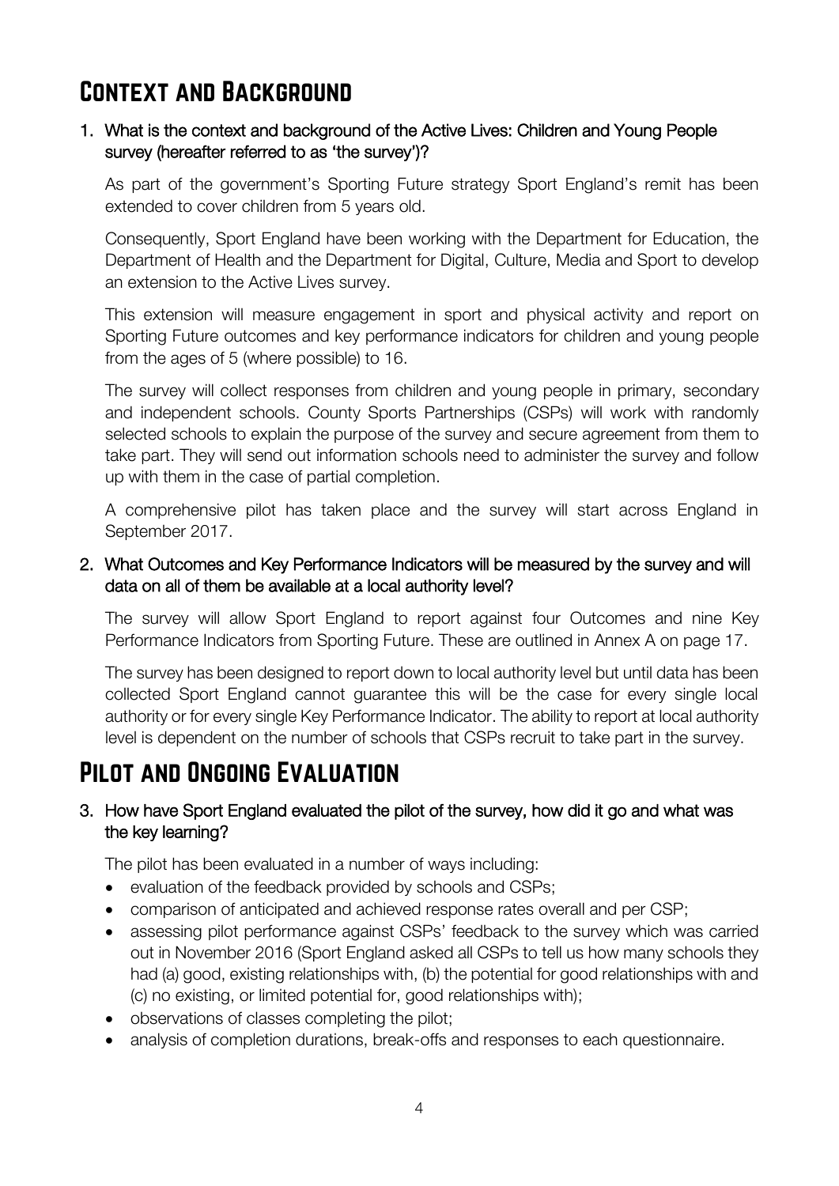# Context and Background

## 1. What is the context and background of the Active Lives: Children and Young People survey (hereafter referred to as 'the survey')?

As part of the government's Sporting Future strategy Sport England's remit has been extended to cover children from 5 years old.

Consequently, Sport England have been working with the Department for Education, the Department of Health and the Department for Digital, Culture, Media and Sport to develop an extension to the Active Lives survey.

This extension will measure engagement in sport and physical activity and report on Sporting Future outcomes and key performance indicators for children and young people from the ages of 5 (where possible) to 16.

The survey will collect responses from children and young people in primary, secondary and independent schools. County Sports Partnerships (CSPs) will work with randomly selected schools to explain the purpose of the survey and secure agreement from them to take part. They will send out information schools need to administer the survey and follow up with them in the case of partial completion.

A comprehensive pilot has taken place and the survey will start across England in September 2017.

## 2. What Outcomes and Key Performance Indicators will be measured by the survey and will data on all of them be available at a local authority level?

The survey will allow Sport England to report against four Outcomes and nine Key Performance Indicators from Sporting Future. These are outlined in Annex A on page 17.

The survey has been designed to report down to local authority level but until data has been collected Sport England cannot guarantee this will be the case for every single local authority or for every single Key Performance Indicator. The ability to report at local authority level is dependent on the number of schools that CSPs recruit to take part in the survey.

# Pilot and Ongoing Evaluation

## 3. How have Sport England evaluated the pilot of the survey, how did it go and what was the key learning?

The pilot has been evaluated in a number of ways including:

- evaluation of the feedback provided by schools and CSPs;
- comparison of anticipated and achieved response rates overall and per CSP;
- assessing pilot performance against CSPs' feedback to the survey which was carried out in November 2016 (Sport England asked all CSPs to tell us how many schools they had (a) good, existing relationships with, (b) the potential for good relationships with and (c) no existing, or limited potential for, good relationships with);
- observations of classes completing the pilot;
- analysis of completion durations, break-offs and responses to each questionnaire.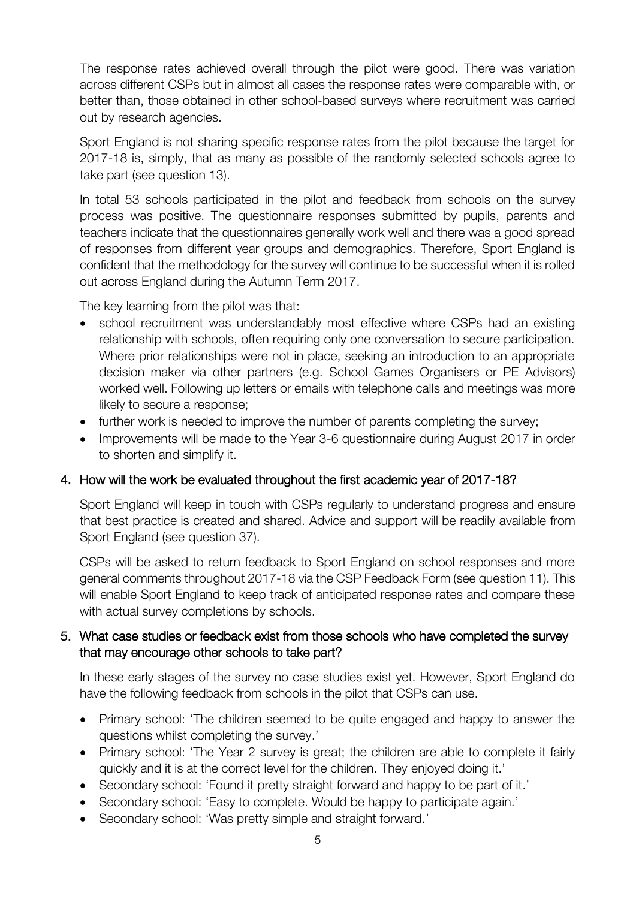The response rates achieved overall through the pilot were good. There was variation across different CSPs but in almost all cases the response rates were comparable with, or better than, those obtained in other school-based surveys where recruitment was carried out by research agencies.

Sport England is not sharing specific response rates from the pilot because the target for 2017-18 is, simply, that as many as possible of the randomly selected schools agree to take part (see question 13).

In total 53 schools participated in the pilot and feedback from schools on the survey process was positive. The questionnaire responses submitted by pupils, parents and teachers indicate that the questionnaires generally work well and there was a good spread of responses from different year groups and demographics. Therefore, Sport England is confident that the methodology for the survey will continue to be successful when it is rolled out across England during the Autumn Term 2017.

The key learning from the pilot was that:

- school recruitment was understandably most effective where CSPs had an existing relationship with schools, often requiring only one conversation to secure participation. Where prior relationships were not in place, seeking an introduction to an appropriate decision maker via other partners (e.g. School Games Organisers or PE Advisors) worked well. Following up letters or emails with telephone calls and meetings was more likely to secure a response;
- further work is needed to improve the number of parents completing the survey;
- Improvements will be made to the Year 3-6 questionnaire during August 2017 in order to shorten and simplify it.

## 4. How will the work be evaluated throughout the first academic year of 2017-18?

Sport England will keep in touch with CSPs regularly to understand progress and ensure that best practice is created and shared. Advice and support will be readily available from Sport England (see question 37).

CSPs will be asked to return feedback to Sport England on school responses and more general comments throughout 2017-18 via the CSP Feedback Form (see question 11). This will enable Sport England to keep track of anticipated response rates and compare these with actual survey completions by schools.

## 5. What case studies or feedback exist from those schools who have completed the survey that may encourage other schools to take part?

In these early stages of the survey no case studies exist yet. However, Sport England do have the following feedback from schools in the pilot that CSPs can use.

- Primary school: 'The children seemed to be quite engaged and happy to answer the questions whilst completing the survey.'
- Primary school: 'The Year 2 survey is great; the children are able to complete it fairly quickly and it is at the correct level for the children. They enjoyed doing it.'
- Secondary school: 'Found it pretty straight forward and happy to be part of it.'
- Secondary school: 'Easy to complete. Would be happy to participate again.'
- Secondary school: 'Was pretty simple and straight forward.'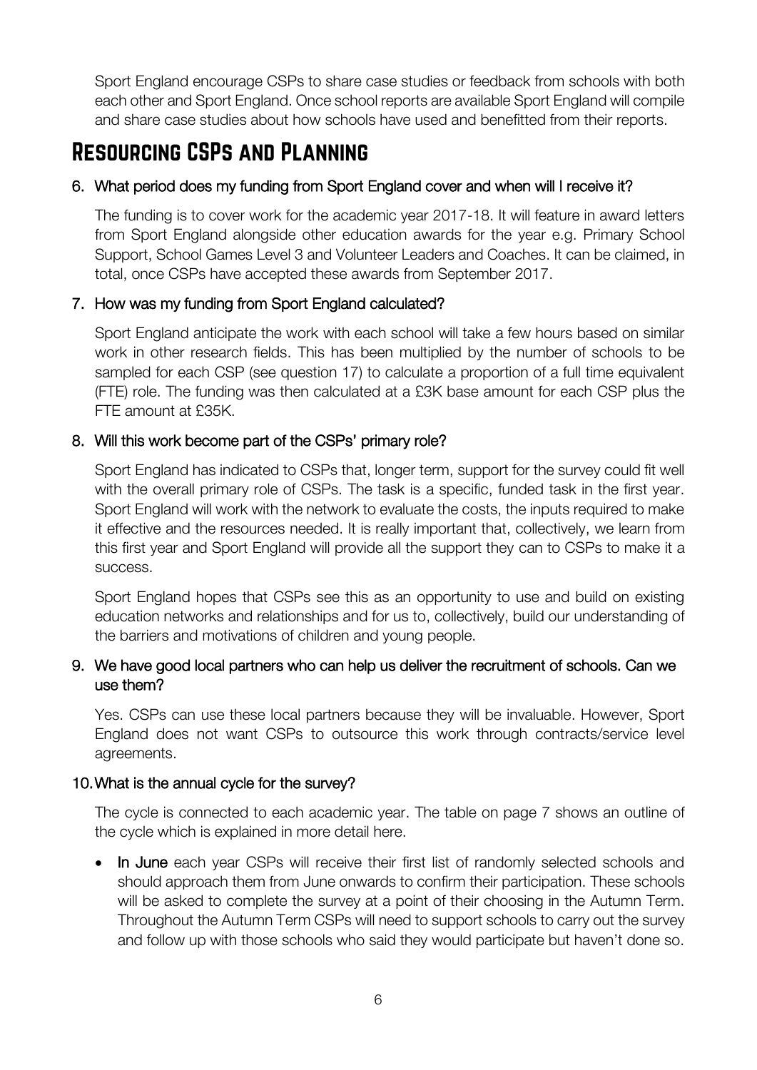Sport England encourage CSPs to share case studies or feedback from schools with both each other and Sport England. Once school reports are available Sport England will compile and share case studies about how schools have used and benefitted from their reports.

# Resourcing CSPs and Planning

### 6. What period does my funding from Sport England cover and when will I receive it?

The funding is to cover work for the academic year 2017-18. It will feature in award letters from Sport England alongside other education awards for the year e.g. Primary School Support, School Games Level 3 and Volunteer Leaders and Coaches. It can be claimed, in total, once CSPs have accepted these awards from September 2017.

### 7. How was my funding from Sport England calculated?

Sport England anticipate the work with each school will take a few hours based on similar work in other research fields. This has been multiplied by the number of schools to be sampled for each CSP (see question 17) to calculate a proportion of a full time equivalent (FTE) role. The funding was then calculated at a £3K base amount for each CSP plus the FTE amount at £35K.

### 8. Will this work become part of the CSPs' primary role?

Sport England has indicated to CSPs that, longer term, support for the survey could fit well with the overall primary role of CSPs. The task is a specific, funded task in the first year. Sport England will work with the network to evaluate the costs, the inputs required to make it effective and the resources needed. It is really important that, collectively, we learn from this first year and Sport England will provide all the support they can to CSPs to make it a success.

Sport England hopes that CSPs see this as an opportunity to use and build on existing education networks and relationships and for us to, collectively, build our understanding of the barriers and motivations of children and young people.

### 9. We have good local partners who can help us deliver the recruitment of schools. Can we use them?

Yes. CSPs can use these local partners because they will be invaluable. However, Sport England does not want CSPs to outsource this work through contracts/service level agreements.

### 10. What is the annual cycle for the survey?

The cycle is connected to each academic year. The table on page 7 shows an outline of the cycle which is explained in more detail here.

- **In June** each year CSPs will receive their first list of randomly selected schools and should approach them from June onwards to confirm their participation. These schools will be asked to complete the survey at a point of their choosing in the Autumn Term. Throughout the Autumn Term CSPs will need to support schools to carry out the survey and follow up with those schools who said they would participate but haven't done so.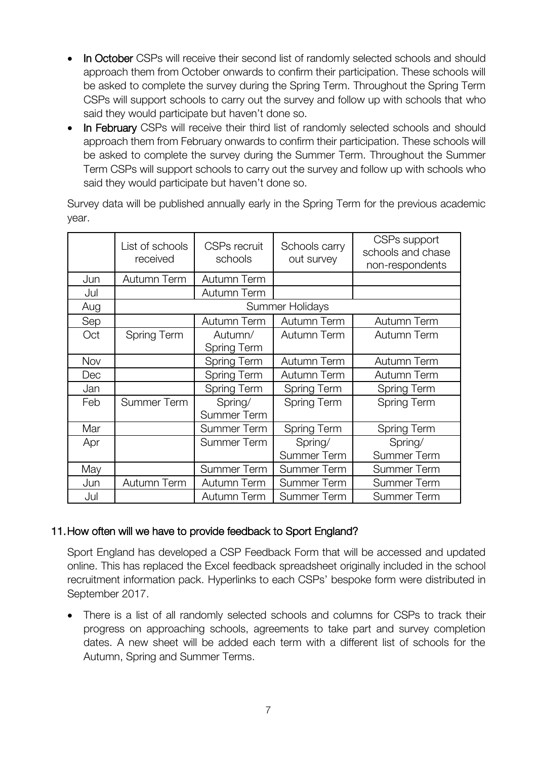- **In October** CSPs will receive their second list of randomly selected schools and should approach them from October onwards to confirm their participation. These schools will be asked to complete the survey during the Spring Term. Throughout the Spring Term CSPs will support schools to carry out the survey and follow up with schools that who said they would participate but haven't done so.
- **In February** CSPs will receive their third list of randomly selected schools and should approach them from February onwards to confirm their participation. These schools will be asked to complete the survey during the Summer Term. Throughout the Summer Term CSPs will support schools to carry out the survey and follow up with schools who said they would participate but haven't done so.

Survey data will be published annually early in the Spring Term for the previous academic year.

| | List of schools received | CSPs recruit schools | Schools carry out survey | CSPs support schools and chase non-respondents |
|---|---|---|---|---|
| Jun | Autumn Term | Autumn Term | | |
| Jul | | Autumn Term | | |
| Aug | Summer Holidays | | | |
| Sep | | Autumn Term | Autumn Term | Autumn Term |
| Oct | Spring Term | Autumn/ Spring Term | Autumn Term | Autumn Term |
| Nov | | Spring Term | Autumn Term | Autumn Term |
| Dec | | Spring Term | Autumn Term | Autumn Term |
| Jan | | Spring Term | Spring Term | Spring Term |
| Feb | Summer Term | Spring/ Summer Term | Spring Term | Spring Term |
| Mar | | Summer Term | Spring Term | Spring Term |
| Apr | | Summer Term | Spring/ Summer Term | Spring/ Summer Term |
| May | | Summer Term | Summer Term | Summer Term |
| Jun | Autumn Term | Autumn Term | Summer Term | Summer Term |
| Jul | | Autumn Term | Summer Term | Summer Term |

## 11. How often will we have to provide feedback to Sport England?

Sport England has developed a CSP Feedback Form that will be accessed and updated online. This has replaced the Excel feedback spreadsheet originally included in the school recruitment information pack. Hyperlinks to each CSPs' bespoke form were distributed in September 2017.

- There is a list of all randomly selected schools and columns for CSPs to track their progress on approaching schools, agreements to take part and survey completion dates. A new sheet will be added each term with a different list of schools for the Autumn, Spring and Summer Terms.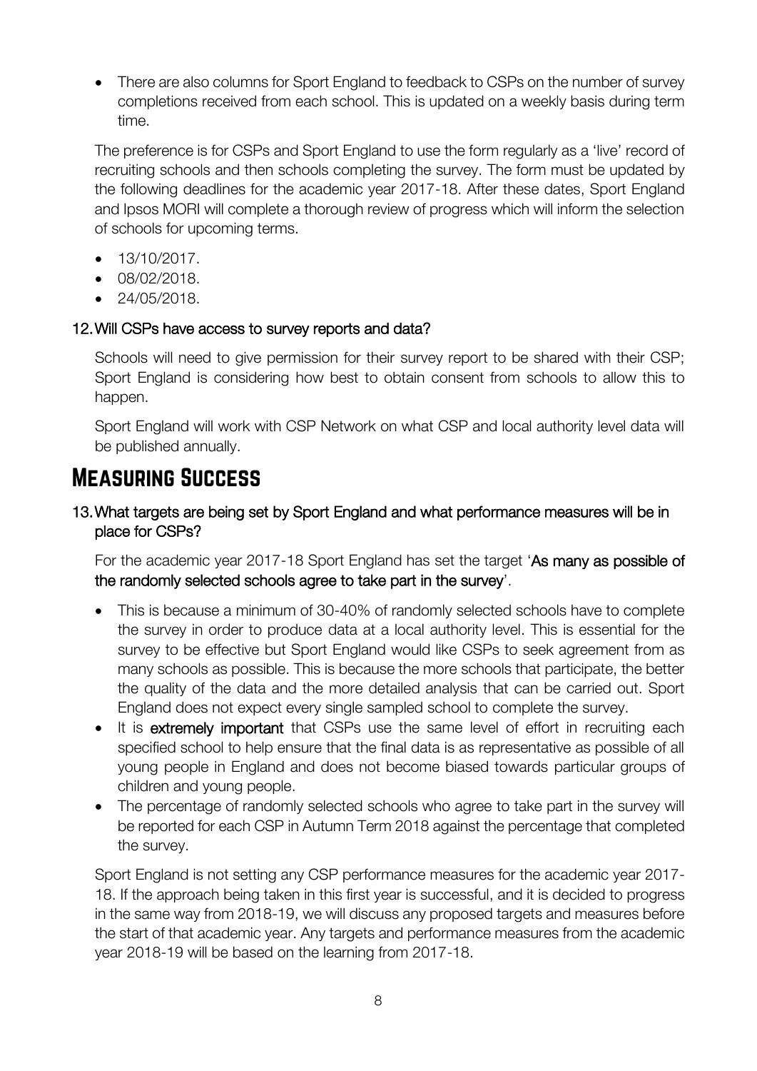- There are also columns for Sport England to feedback to CSPs on the number of survey completions received from each school. This is updated on a weekly basis during term time.

The preference is for CSPs and Sport England to use the form regularly as a 'live' record of recruiting schools and then schools completing the survey. The form must be updated by the following deadlines for the academic year 2017-18. After these dates, Sport England and Ipsos MORI will complete a thorough review of progress which will inform the selection of schools for upcoming terms.

- 13/10/2017.
- 08/02/2018.
- 24/05/2018.

### 12. Will CSPs have access to survey reports and data?

Schools will need to give permission for their survey report to be shared with their CSP; Sport England is considering how best to obtain consent from schools to allow this to happen.

Sport England will work with CSP Network on what CSP and local authority level data will be published annually.

## Measuring Success

### 13. What targets are being set by Sport England and what performance measures will be in place for CSPs?

For the academic year 2017-18 Sport England has set the target '**As many as possible of the randomly selected schools agree to take part in the survey**'.

- This is because a minimum of 30-40% of randomly selected schools have to complete the survey in order to produce data at a local authority level. This is essential for the survey to be effective but Sport England would like CSPs to seek agreement from as many schools as possible. This is because the more schools that participate, the better the quality of the data and the more detailed analysis that can be carried out. Sport England does not expect every single sampled school to complete the survey.
- It is **extremely important** that CSPs use the same level of effort in recruiting each specified school to help ensure that the final data is as representative as possible of all young people in England and does not become biased towards particular groups of children and young people.
- The percentage of randomly selected schools who agree to take part in the survey will be reported for each CSP in Autumn Term 2018 against the percentage that completed the survey.

Sport England is not setting any CSP performance measures for the academic year 2017-18. If the approach being taken in this first year is successful, and it is decided to progress in the same way from 2018-19, we will discuss any proposed targets and measures before the start of that academic year. Any targets and performance measures from the academic year 2018-19 will be based on the learning from 2017-18.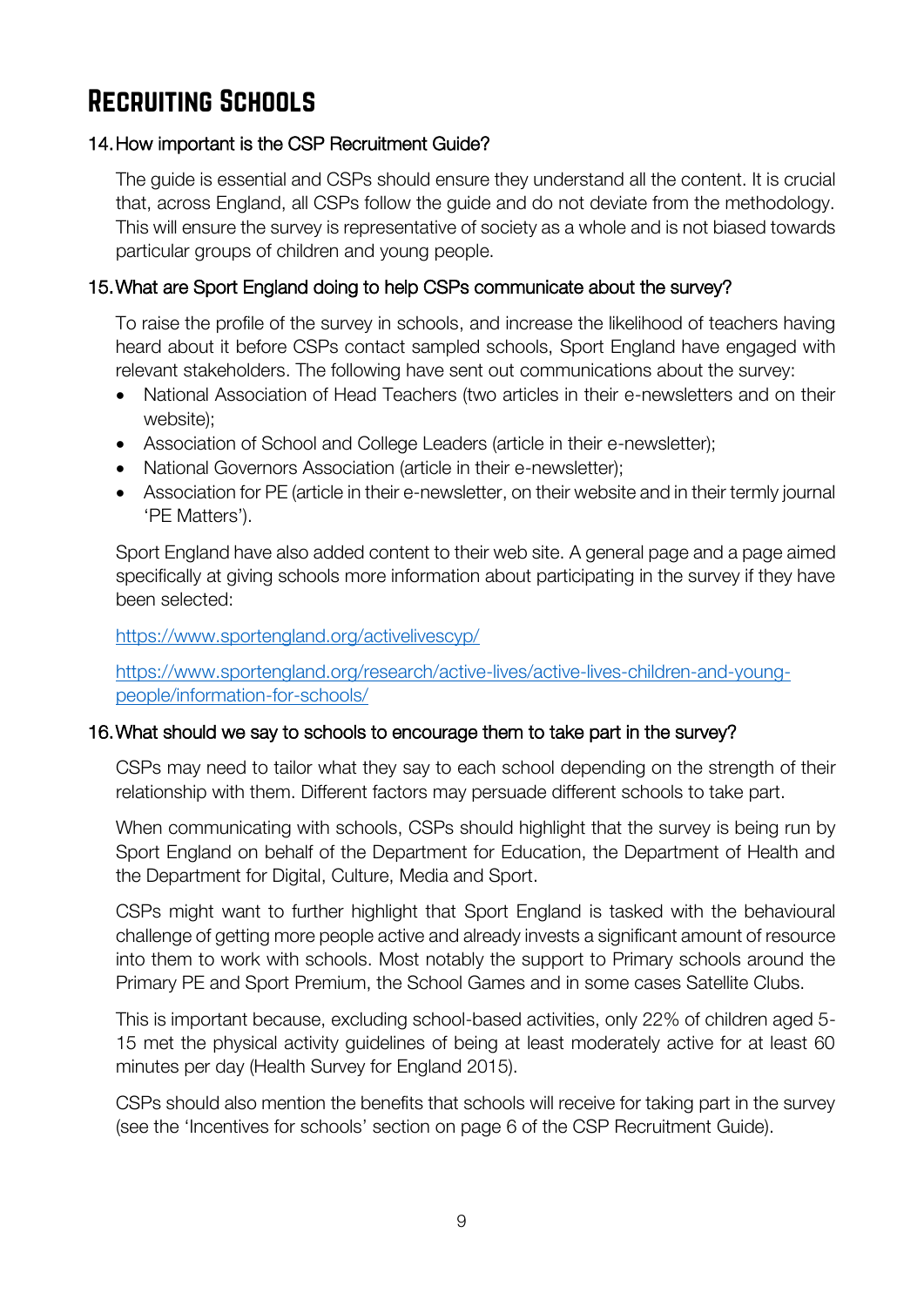# Recruiting Schools

### 14. How important is the CSP Recruitment Guide?

The guide is essential and CSPs should ensure they understand all the content. It is crucial that, across England, all CSPs follow the guide and do not deviate from the methodology. This will ensure the survey is representative of society as a whole and is not biased towards particular groups of children and young people.

### 15. What are Sport England doing to help CSPs communicate about the survey?

To raise the profile of the survey in schools, and increase the likelihood of teachers having heard about it before CSPs contact sampled schools, Sport England have engaged with relevant stakeholders. The following have sent out communications about the survey:

- National Association of Head Teachers (two articles in their e-newsletters and on their website);
- Association of School and College Leaders (article in their e-newsletter);
- National Governors Association (article in their e-newsletter);
- Association for PE (article in their e-newsletter, on their website and in their termly journal 'PE Matters').

Sport England have also added content to their web site. A general page and a page aimed specifically at giving schools more information about participating in the survey if they have been selected:

https://www.sportengland.org/activelivescyp/

https://www.sportengland.org/research/active-lives/active-lives-children-and-young-people/information-for-schools/

### 16. What should we say to schools to encourage them to take part in the survey?

CSPs may need to tailor what they say to each school depending on the strength of their relationship with them. Different factors may persuade different schools to take part.

When communicating with schools, CSPs should highlight that the survey is being run by Sport England on behalf of the Department for Education, the Department of Health and the Department for Digital, Culture, Media and Sport.

CSPs might want to further highlight that Sport England is tasked with the behavioural challenge of getting more people active and already invests a significant amount of resource into them to work with schools. Most notably the support to Primary schools around the Primary PE and Sport Premium, the School Games and in some cases Satellite Clubs.

This is important because, excluding school-based activities, only 22% of children aged 5-15 met the physical activity guidelines of being at least moderately active for at least 60 minutes per day (Health Survey for England 2015).

CSPs should also mention the benefits that schools will receive for taking part in the survey (see the 'Incentives for schools' section on page 6 of the CSP Recruitment Guide).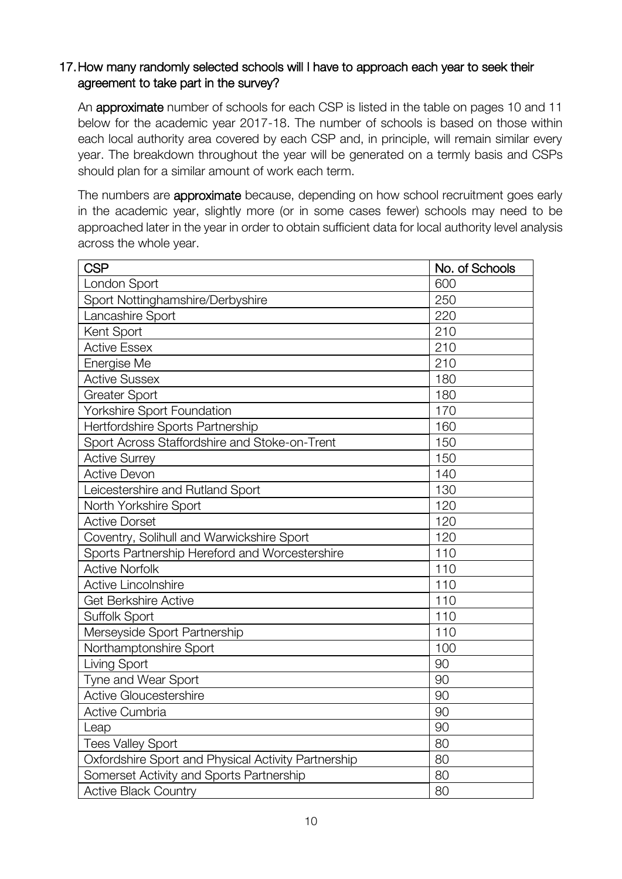### 17. How many randomly selected schools will I have to approach each year to seek their agreement to take part in the survey?

An **approximate** number of schools for each CSP is listed in the table on pages 10 and 11 below for the academic year 2017-18. The number of schools is based on those within each local authority area covered by each CSP and, in principle, will remain similar every year. The breakdown throughout the year will be generated on a termly basis and CSPs should plan for a similar amount of work each term.

The numbers are **approximate** because, depending on how school recruitment goes early in the academic year, slightly more (or in some cases fewer) schools may need to be approached later in the year in order to obtain sufficient data for local authority level analysis across the whole year.

| CSP | No. of Schools |
| --- | --- |
| London Sport | 600 |
| Sport Nottinghamshire/Derbyshire | 250 |
| Lancashire Sport | 220 |
| Kent Sport | 210 |
| Active Essex | 210 |
| Energise Me | 210 |
| Active Sussex | 180 |
| Greater Sport | 180 |
| Yorkshire Sport Foundation | 170 |
| Hertfordshire Sports Partnership | 160 |
| Sport Across Staffordshire and Stoke-on-Trent | 150 |
| Active Surrey | 150 |
| Active Devon | 140 |
| Leicestershire and Rutland Sport | 130 |
| North Yorkshire Sport | 120 |
| Active Dorset | 120 |
| Coventry, Solihull and Warwickshire Sport | 120 |
| Sports Partnership Hereford and Worcestershire | 110 |
| Active Norfolk | 110 |
| Active Lincolnshire | 110 |
| Get Berkshire Active | 110 |
| Suffolk Sport | 110 |
| Merseyside Sport Partnership | 110 |
| Northamptonshire Sport | 100 |
| Living Sport | 90 |
| Tyne and Wear Sport | 90 |
| Active Gloucestershire | 90 |
| Active Cumbria | 90 |
| Leap | 90 |
| Tees Valley Sport | 80 |
| Oxfordshire Sport and Physical Activity Partnership | 80 |
| Somerset Activity and Sports Partnership | 80 |
| Active Black Country | 80 |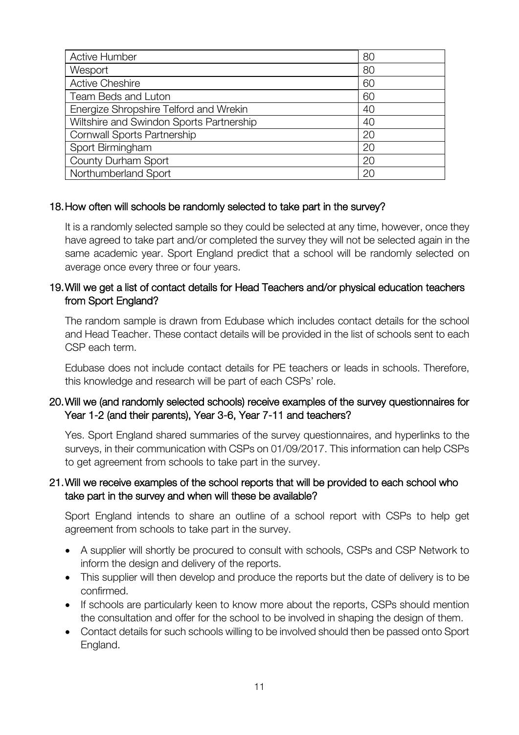| Active Humber | 80 |
|---|---|
| Wesport | 80 |
| Active Cheshire | 60 |
| Team Beds and Luton | 60 |
| Energize Shropshire Telford and Wrekin | 40 |
| Wiltshire and Swindon Sports Partnership | 40 |
| Cornwall Sports Partnership | 20 |
| Sport Birmingham | 20 |
| County Durham Sport | 20 |
| Northumberland Sport | 20 |

### 18. How often will schools be randomly selected to take part in the survey?

It is a randomly selected sample so they could be selected at any time, however, once they have agreed to take part and/or completed the survey they will not be selected again in the same academic year. Sport England predict that a school will be randomly selected on average once every three or four years.

### 19. Will we get a list of contact details for Head Teachers and/or physical education teachers from Sport England?

The random sample is drawn from Edubase which includes contact details for the school and Head Teacher. These contact details will be provided in the list of schools sent to each CSP each term.

Edubase does not include contact details for PE teachers or leads in schools. Therefore, this knowledge and research will be part of each CSPs' role.

### 20. Will we (and randomly selected schools) receive examples of the survey questionnaires for Year 1-2 (and their parents), Year 3-6, Year 7-11 and teachers?

Yes. Sport England shared summaries of the survey questionnaires, and hyperlinks to the surveys, in their communication with CSPs on 01/09/2017. This information can help CSPs to get agreement from schools to take part in the survey.

### 21. Will we receive examples of the school reports that will be provided to each school who take part in the survey and when will these be available?

Sport England intends to share an outline of a school report with CSPs to help get agreement from schools to take part in the survey.

- A supplier will shortly be procured to consult with schools, CSPs and CSP Network to inform the design and delivery of the reports.
- This supplier will then develop and produce the reports but the date of delivery is to be confirmed.
- If schools are particularly keen to know more about the reports, CSPs should mention the consultation and offer for the school to be involved in shaping the design of them.
- Contact details for such schools willing to be involved should then be passed onto Sport England.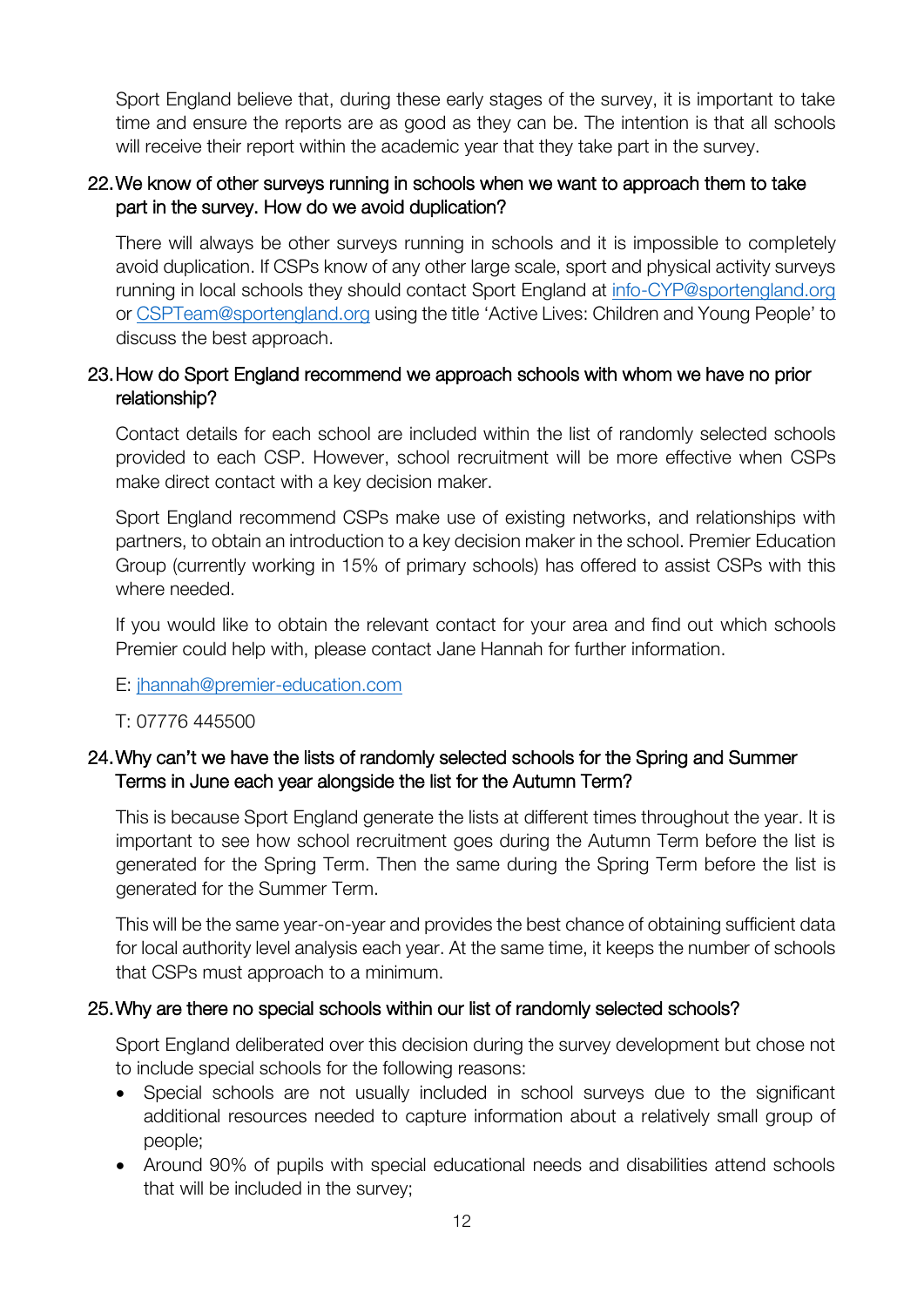Sport England believe that, during these early stages of the survey, it is important to take time and ensure the reports are as good as they can be. The intention is that all schools will receive their report within the academic year that they take part in the survey.

### 22. We know of other surveys running in schools when we want to approach them to take part in the survey. How do we avoid duplication?

There will always be other surveys running in schools and it is impossible to completely avoid duplication. If CSPs know of any other large scale, sport and physical activity surveys running in local schools they should contact Sport England at info-CYP@sportengland.org or CSPTeam@sportengland.org using the title 'Active Lives: Children and Young People' to discuss the best approach.

### 23. How do Sport England recommend we approach schools with whom we have no prior relationship?

Contact details for each school are included within the list of randomly selected schools provided to each CSP. However, school recruitment will be more effective when CSPs make direct contact with a key decision maker.

Sport England recommend CSPs make use of existing networks, and relationships with partners, to obtain an introduction to a key decision maker in the school. Premier Education Group (currently working in 15% of primary schools) has offered to assist CSPs with this where needed.

If you would like to obtain the relevant contact for your area and find out which schools Premier could help with, please contact Jane Hannah for further information.

E: jhannah@premier-education.com

T: 07776 445500

### 24. Why can't we have the lists of randomly selected schools for the Spring and Summer Terms in June each year alongside the list for the Autumn Term?

This is because Sport England generate the lists at different times throughout the year. It is important to see how school recruitment goes during the Autumn Term before the list is generated for the Spring Term. Then the same during the Spring Term before the list is generated for the Summer Term.

This will be the same year-on-year and provides the best chance of obtaining sufficient data for local authority level analysis each year. At the same time, it keeps the number of schools that CSPs must approach to a minimum.

### 25. Why are there no special schools within our list of randomly selected schools?

Sport England deliberated over this decision during the survey development but chose not to include special schools for the following reasons:

- Special schools are not usually included in school surveys due to the significant additional resources needed to capture information about a relatively small group of people;
- Around 90% of pupils with special educational needs and disabilities attend schools that will be included in the survey;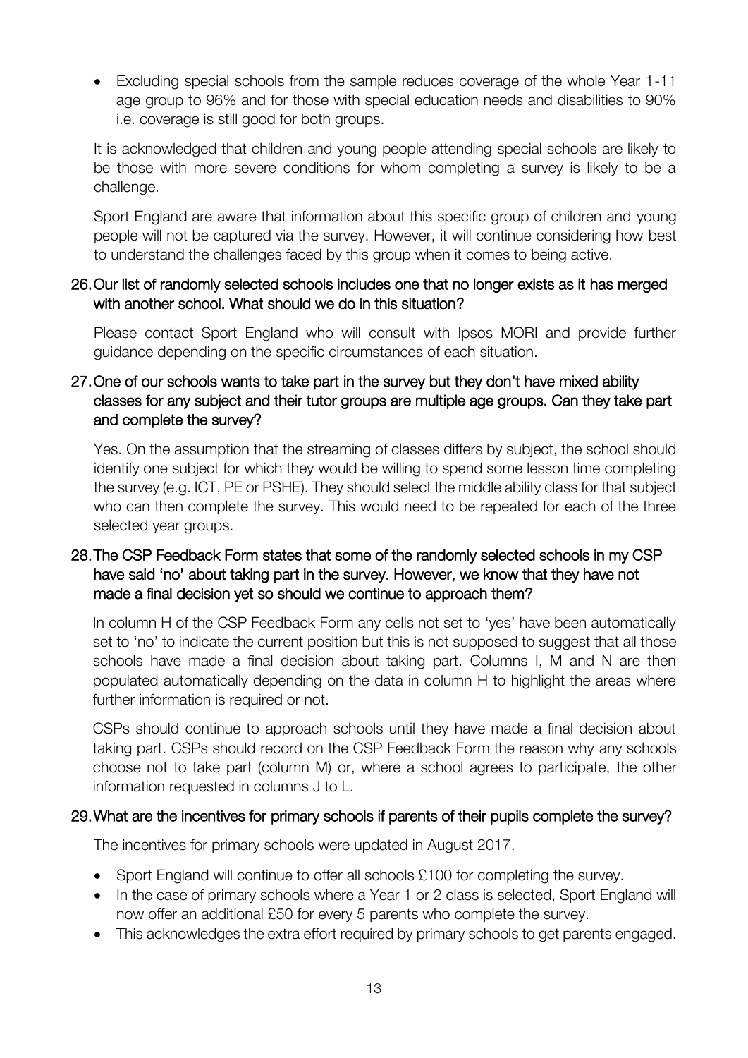- Excluding special schools from the sample reduces coverage of the whole Year 1-11 age group to 96% and for those with special education needs and disabilities to 90% i.e. coverage is still good for both groups.

It is acknowledged that children and young people attending special schools are likely to be those with more severe conditions for whom completing a survey is likely to be a challenge.

Sport England are aware that information about this specific group of children and young people will not be captured via the survey. However, it will continue considering how best to understand the challenges faced by this group when it comes to being active.

### 26. Our list of randomly selected schools includes one that no longer exists as it has merged with another school. What should we do in this situation?

Please contact Sport England who will consult with Ipsos MORI and provide further guidance depending on the specific circumstances of each situation.

### 27. One of our schools wants to take part in the survey but they don't have mixed ability classes for any subject and their tutor groups are multiple age groups. Can they take part and complete the survey?

Yes. On the assumption that the streaming of classes differs by subject, the school should identify one subject for which they would be willing to spend some lesson time completing the survey (e.g. ICT, PE or PSHE). They should select the middle ability class for that subject who can then complete the survey. This would need to be repeated for each of the three selected year groups.

### 28. The CSP Feedback Form states that some of the randomly selected schools in my CSP have said 'no' about taking part in the survey. However, we know that they have not made a final decision yet so should we continue to approach them?

In column H of the CSP Feedback Form any cells not set to 'yes' have been automatically set to 'no' to indicate the current position but this is not supposed to suggest that all those schools have made a final decision about taking part. Columns I, M and N are then populated automatically depending on the data in column H to highlight the areas where further information is required or not.

CSPs should continue to approach schools until they have made a final decision about taking part. CSPs should record on the CSP Feedback Form the reason why any schools choose not to take part (column M) or, where a school agrees to participate, the other information requested in columns J to L.

### 29. What are the incentives for primary schools if parents of their pupils complete the survey?

The incentives for primary schools were updated in August 2017.

- Sport England will continue to offer all schools £100 for completing the survey.
- In the case of primary schools where a Year 1 or 2 class is selected, Sport England will now offer an additional £50 for every 5 parents who complete the survey.
- This acknowledges the extra effort required by primary schools to get parents engaged.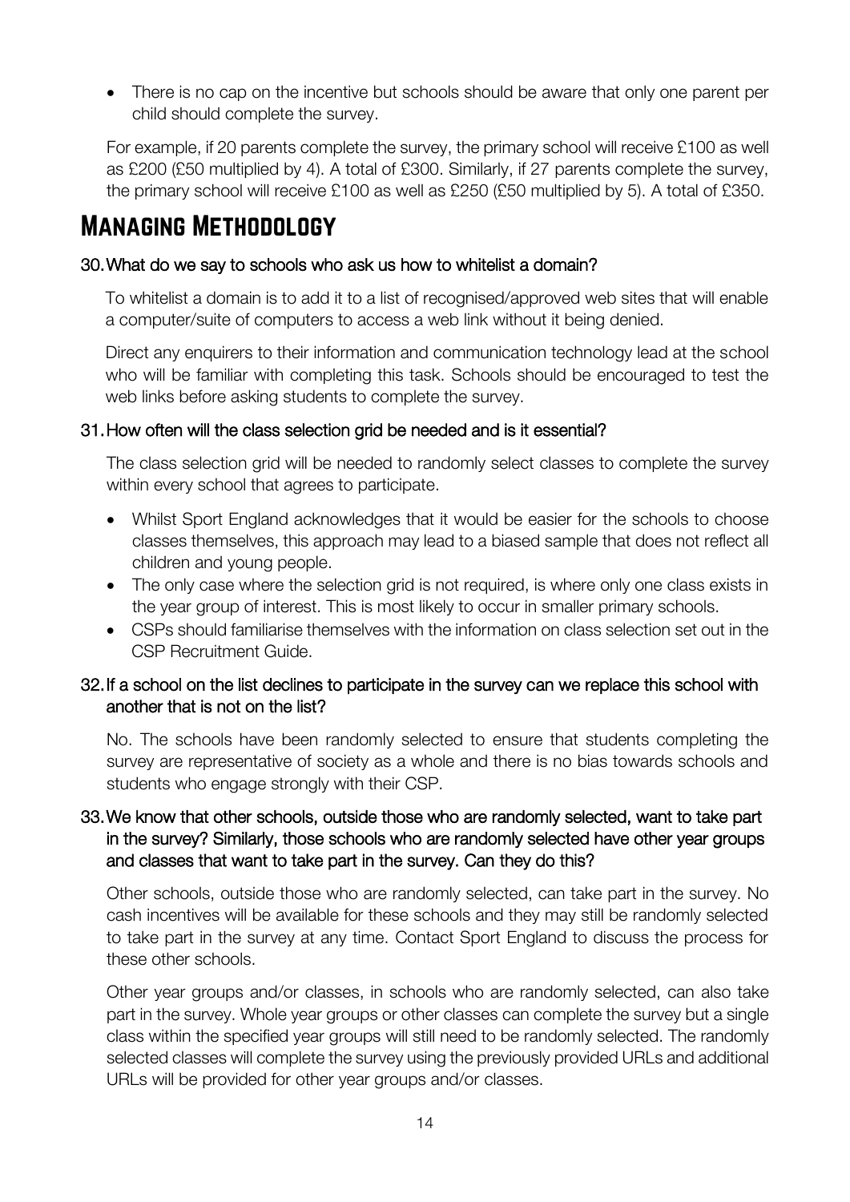- There is no cap on the incentive but schools should be aware that only one parent per child should complete the survey.

For example, if 20 parents complete the survey, the primary school will receive £100 as well as £200 (£50 multiplied by 4). A total of £300. Similarly, if 27 parents complete the survey, the primary school will receive £100 as well as £250 (£50 multiplied by 5). A total of £350.

# Managing Methodology

### 30. What do we say to schools who ask us how to whitelist a domain?

To whitelist a domain is to add it to a list of recognised/approved web sites that will enable a computer/suite of computers to access a web link without it being denied.

Direct any enquirers to their information and communication technology lead at the school who will be familiar with completing this task. Schools should be encouraged to test the web links before asking students to complete the survey.

### 31. How often will the class selection grid be needed and is it essential?

The class selection grid will be needed to randomly select classes to complete the survey within every school that agrees to participate.

- Whilst Sport England acknowledges that it would be easier for the schools to choose classes themselves, this approach may lead to a biased sample that does not reflect all children and young people.
- The only case where the selection grid is not required, is where only one class exists in the year group of interest. This is most likely to occur in smaller primary schools.
- CSPs should familiarise themselves with the information on class selection set out in the CSP Recruitment Guide.

### 32. If a school on the list declines to participate in the survey can we replace this school with another that is not on the list?

No. The schools have been randomly selected to ensure that students completing the survey are representative of society as a whole and there is no bias towards schools and students who engage strongly with their CSP.

### 33. We know that other schools, outside those who are randomly selected, want to take part in the survey? Similarly, those schools who are randomly selected have other year groups and classes that want to take part in the survey. Can they do this?

Other schools, outside those who are randomly selected, can take part in the survey. No cash incentives will be available for these schools and they may still be randomly selected to take part in the survey at any time. Contact Sport England to discuss the process for these other schools.

Other year groups and/or classes, in schools who are randomly selected, can also take part in the survey. Whole year groups or other classes can complete the survey but a single class within the specified year groups will still need to be randomly selected. The randomly selected classes will complete the survey using the previously provided URLs and additional URLs will be provided for other year groups and/or classes.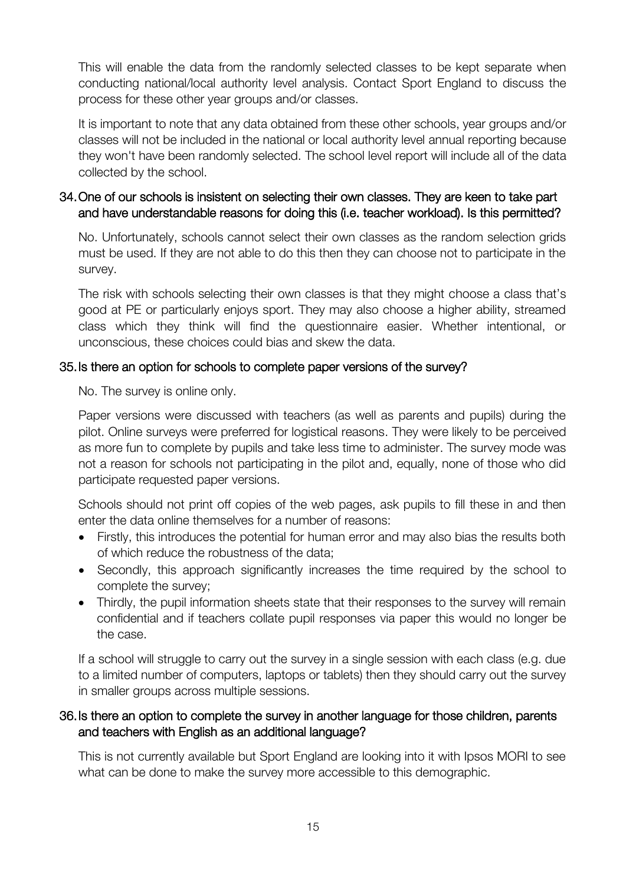This will enable the data from the randomly selected classes to be kept separate when conducting national/local authority level analysis. Contact Sport England to discuss the process for these other year groups and/or classes.

It is important to note that any data obtained from these other schools, year groups and/or classes will not be included in the national or local authority level annual reporting because they won't have been randomly selected. The school level report will include all of the data collected by the school.

### 34. One of our schools is insistent on selecting their own classes. They are keen to take part and have understandable reasons for doing this (i.e. teacher workload). Is this permitted?

No. Unfortunately, schools cannot select their own classes as the random selection grids must be used. If they are not able to do this then they can choose not to participate in the survey.

The risk with schools selecting their own classes is that they might choose a class that's good at PE or particularly enjoys sport. They may also choose a higher ability, streamed class which they think will find the questionnaire easier. Whether intentional, or unconscious, these choices could bias and skew the data.

### 35. Is there an option for schools to complete paper versions of the survey?

No. The survey is online only.

Paper versions were discussed with teachers (as well as parents and pupils) during the pilot. Online surveys were preferred for logistical reasons. They were likely to be perceived as more fun to complete by pupils and take less time to administer. The survey mode was not a reason for schools not participating in the pilot and, equally, none of those who did participate requested paper versions.

Schools should not print off copies of the web pages, ask pupils to fill these in and then enter the data online themselves for a number of reasons:

- Firstly, this introduces the potential for human error and may also bias the results both of which reduce the robustness of the data;
- Secondly, this approach significantly increases the time required by the school to complete the survey;
- Thirdly, the pupil information sheets state that their responses to the survey will remain confidential and if teachers collate pupil responses via paper this would no longer be the case.

If a school will struggle to carry out the survey in a single session with each class (e.g. due to a limited number of computers, laptops or tablets) then they should carry out the survey in smaller groups across multiple sessions.

### 36. Is there an option to complete the survey in another language for those children, parents and teachers with English as an additional language?

This is not currently available but Sport England are looking into it with Ipsos MORI to see what can be done to make the survey more accessible to this demographic.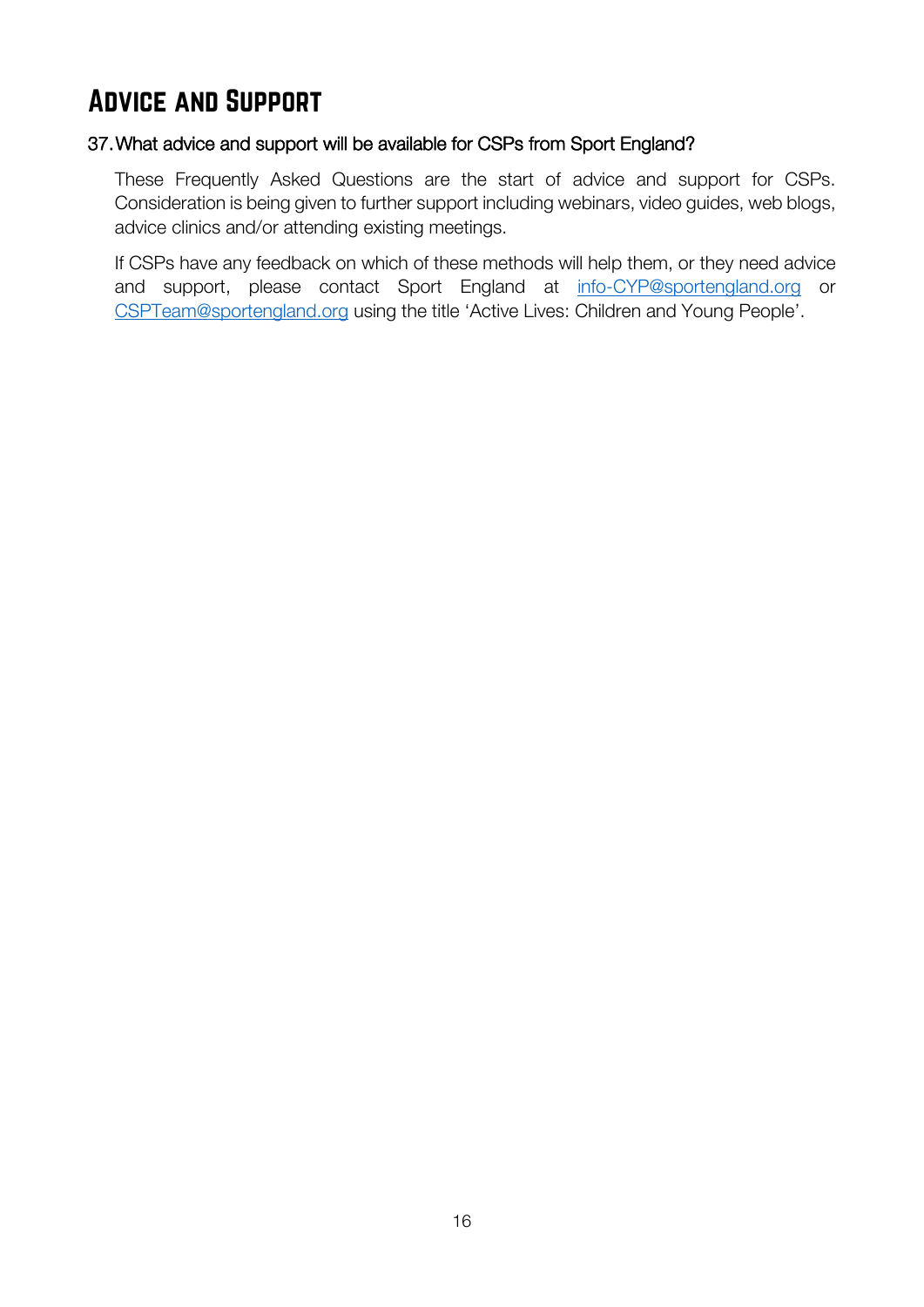# Advice and Support

37. What advice and support will be available for CSPs from Sport England?

These Frequently Asked Questions are the start of advice and support for CSPs. Consideration is being given to further support including webinars, video guides, web blogs, advice clinics and/or attending existing meetings.

If CSPs have any feedback on which of these methods will help them, or they need advice and support, please contact Sport England at info-CYP@sportengland.org or CSPTeam@sportengland.org using the title 'Active Lives: Children and Young People'.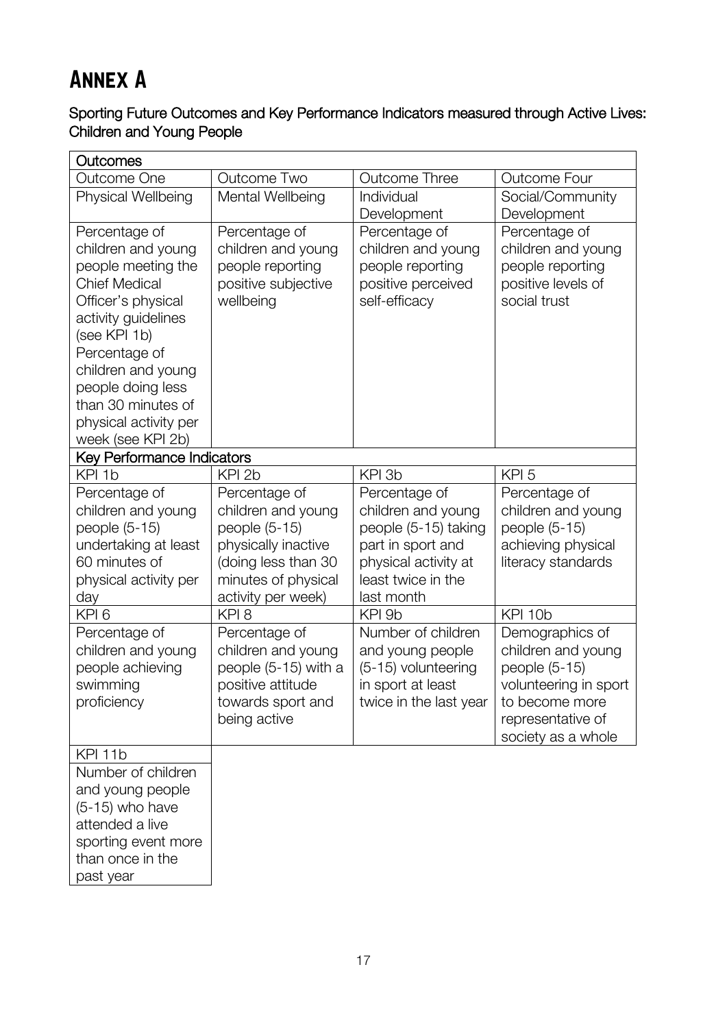# ANNEX A

**Sporting Future Outcomes and Key Performance Indicators measured through Active Lives: Children and Young People**

| | | | |
|---|---|---|---|
| **Outcomes** | | | |
| Outcome One | Outcome Two | Outcome Three | Outcome Four |
| Physical Wellbeing | Mental Wellbeing | Individual Development | Social/Community Development |
| Percentage of children and young people meeting the Chief Medical Officer's physical activity guidelines (see KPI 1b)<br>Percentage of children and young people doing less than 30 minutes of physical activity per week (see KPI 2b) | Percentage of children and young people reporting positive subjective wellbeing | Percentage of children and young people reporting positive perceived self-efficacy | Percentage of children and young people reporting positive levels of social trust |
| **Key Performance Indicators** | | | |
| KPI 1b | KPI 2b | KPI 3b | KPI 5 |
| Percentage of children and young people (5-15) undertaking at least 60 minutes of physical activity per day | Percentage of children and young people (5-15) physically inactive (doing less than 30 minutes of physical activity per week) | Percentage of children and young people (5-15) taking part in sport and physical activity at least twice in the last month | Percentage of children and young people (5-15) achieving physical literacy standards |
| KPI 6 | KPI 8 | KPI 9b | KPI 10b |
| Percentage of children and young people achieving swimming proficiency | Percentage of children and young people (5-15) with a positive attitude towards sport and being active | Number of children and young people (5-15) volunteering in sport at least twice in the last year | Demographics of children and young people (5-15) volunteering in sport to become more representative of society as a whole |
| KPI 11b | | | |
| Number of children and young people (5-15) who have attended a live sporting event more than once in the past year | | | |